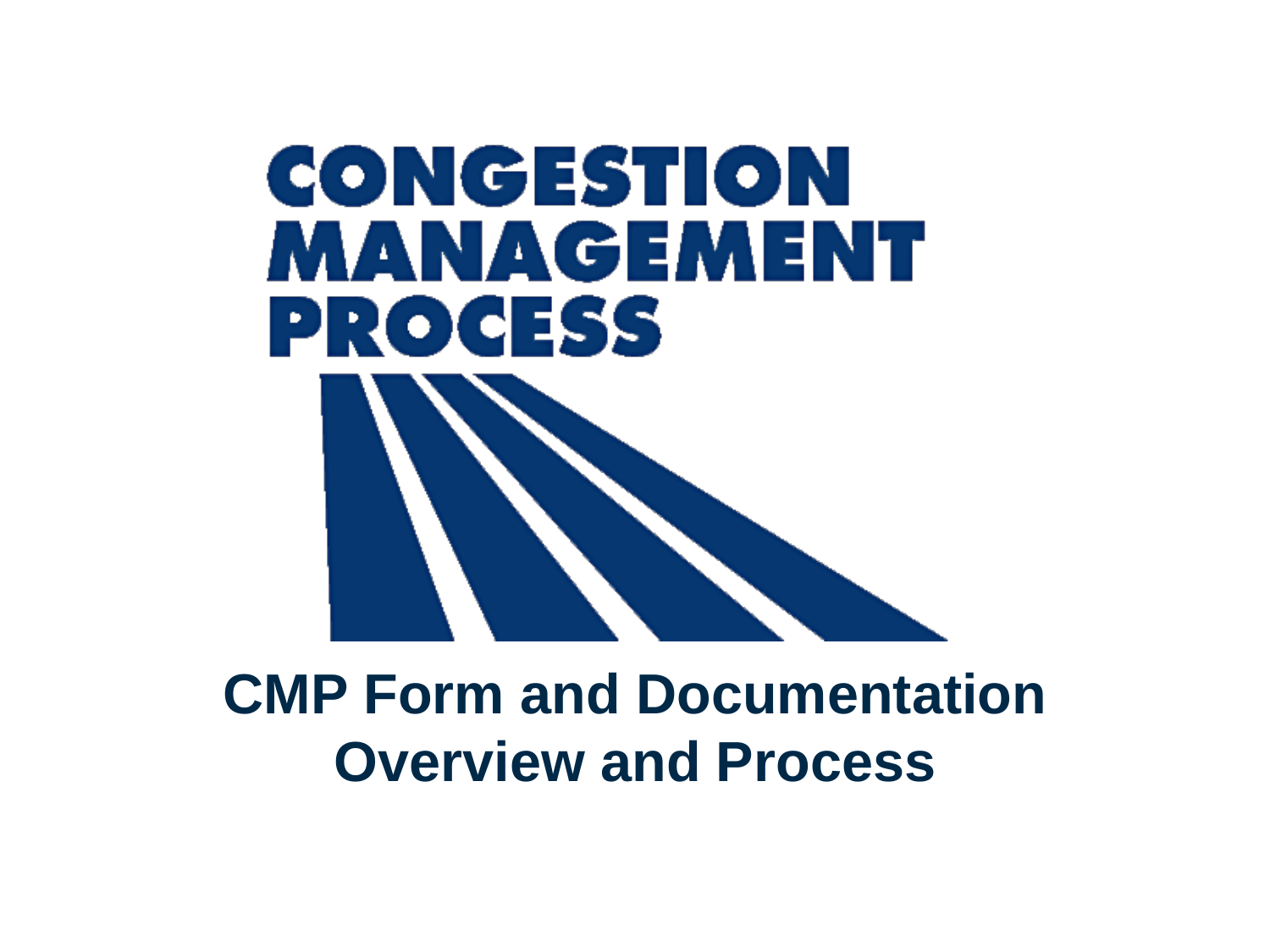CONGESTION MANAGEMENT PROCESS

# CMP Form and Documentation Overview and Process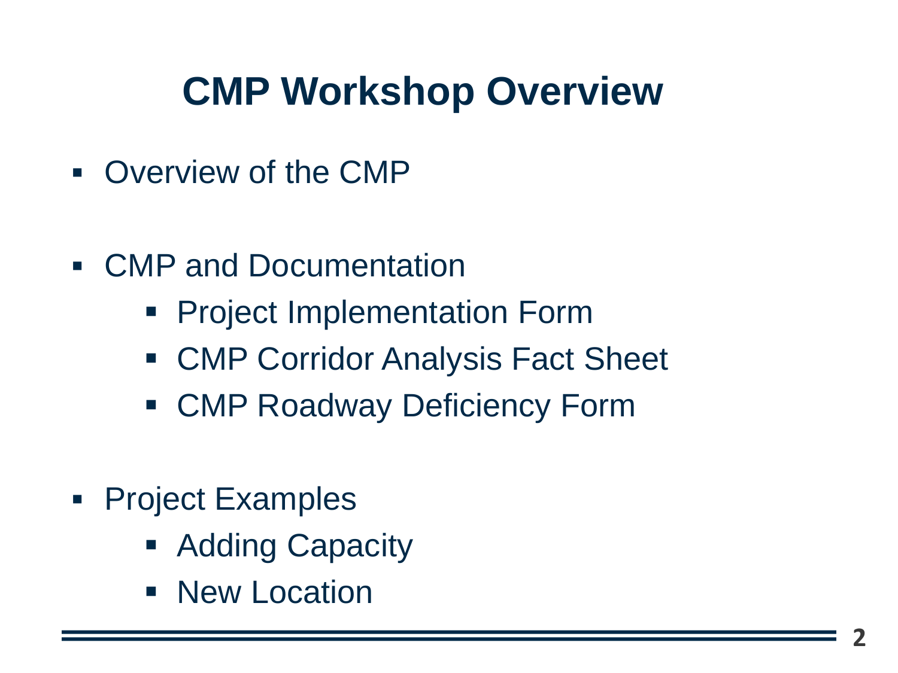# CMP Workshop Overview

- Overview of the CMP
- CMP and Documentation
  - Project Implementation Form
  - CMP Corridor Analysis Fact Sheet
  - CMP Roadway Deficiency Form
- Project Examples
  - Adding Capacity
  - New Location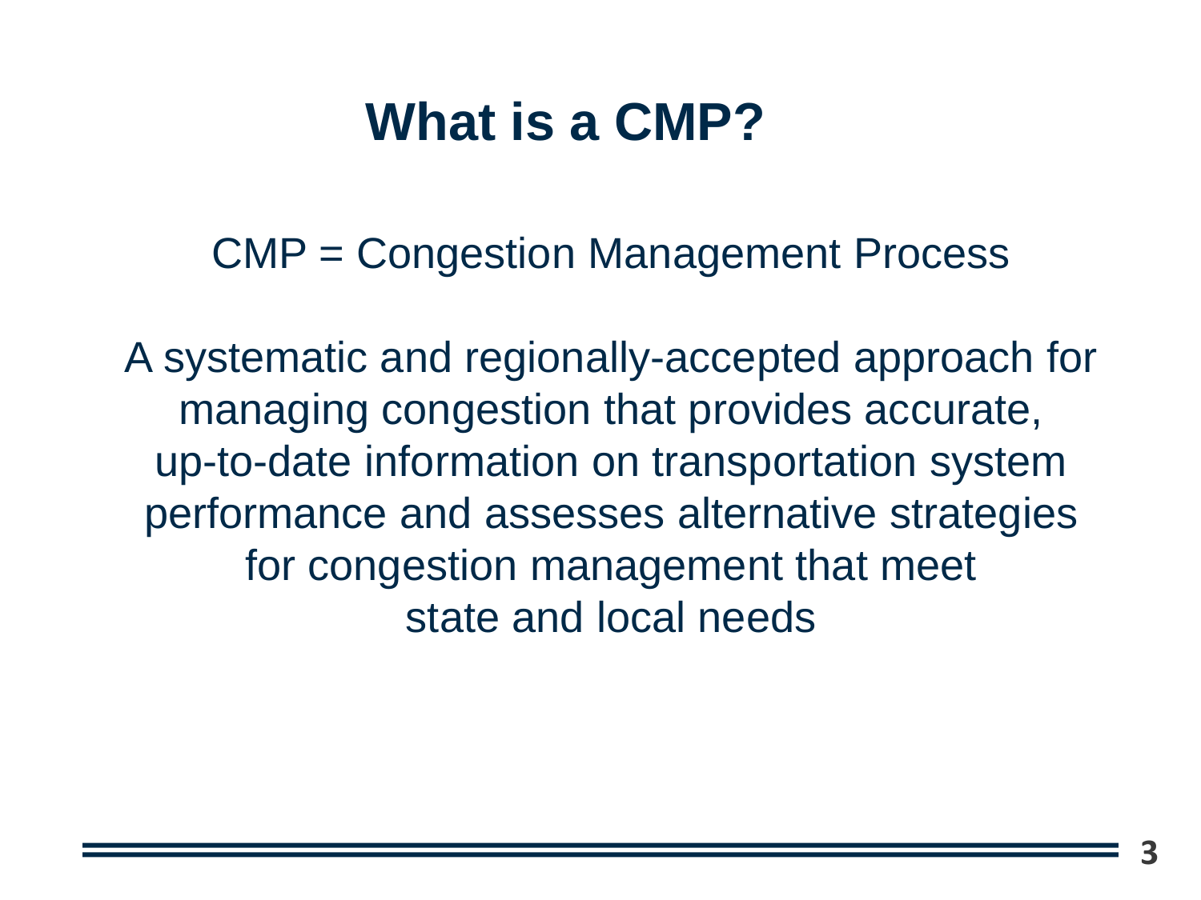# What is a CMP?

CMP = Congestion Management Process

A systematic and regionally-accepted approach for managing congestion that provides accurate, up-to-date information on transportation system performance and assesses alternative strategies for congestion management that meet state and local needs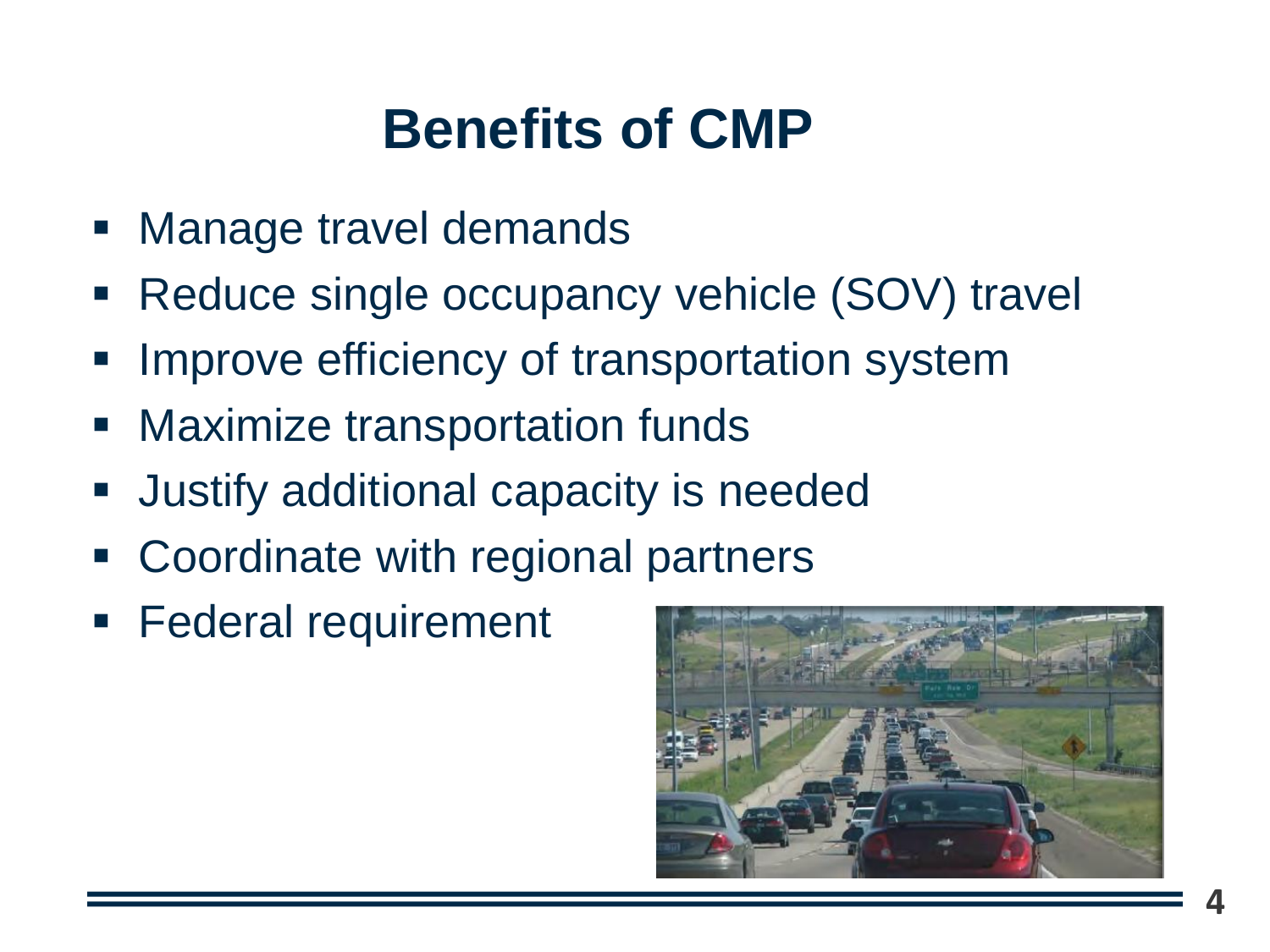# Benefits of CMP

- Manage travel demands
- Reduce single occupancy vehicle (SOV) travel
- Improve efficiency of transportation system
- Maximize transportation funds
- Justify additional capacity is needed
- Coordinate with regional partners
- Federal requirement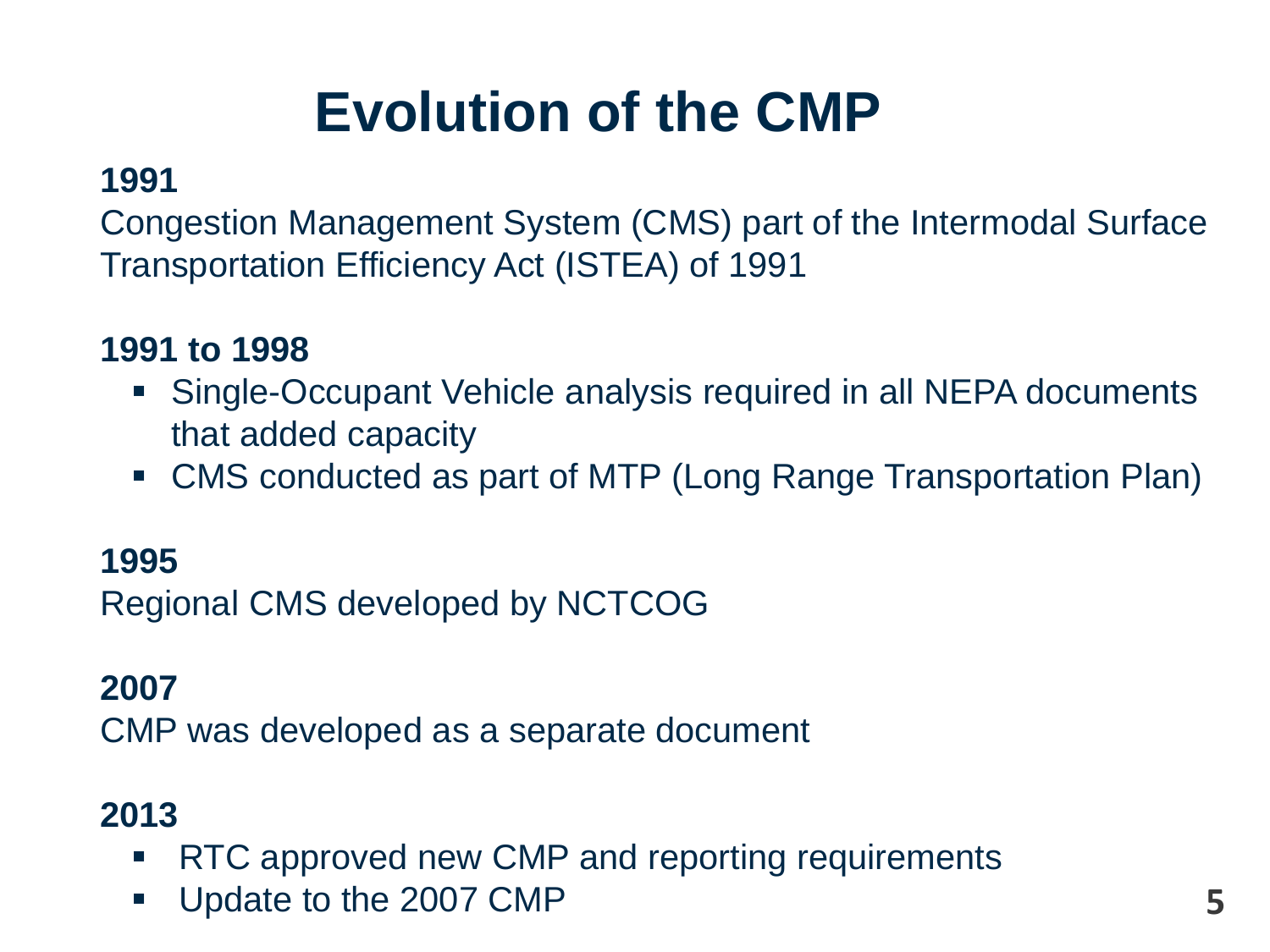# Evolution of the CMP

**1991**

Congestion Management System (CMS) part of the Intermodal Surface Transportation Efficiency Act (ISTEA) of 1991

**1991 to 1998**

- Single-Occupant Vehicle analysis required in all NEPA documents that added capacity
- CMS conducted as part of MTP (Long Range Transportation Plan)

**1995**

Regional CMS developed by NCTCOG

**2007**

CMP was developed as a separate document

**2013**

- RTC approved new CMP and reporting requirements
- Update to the 2007 CMP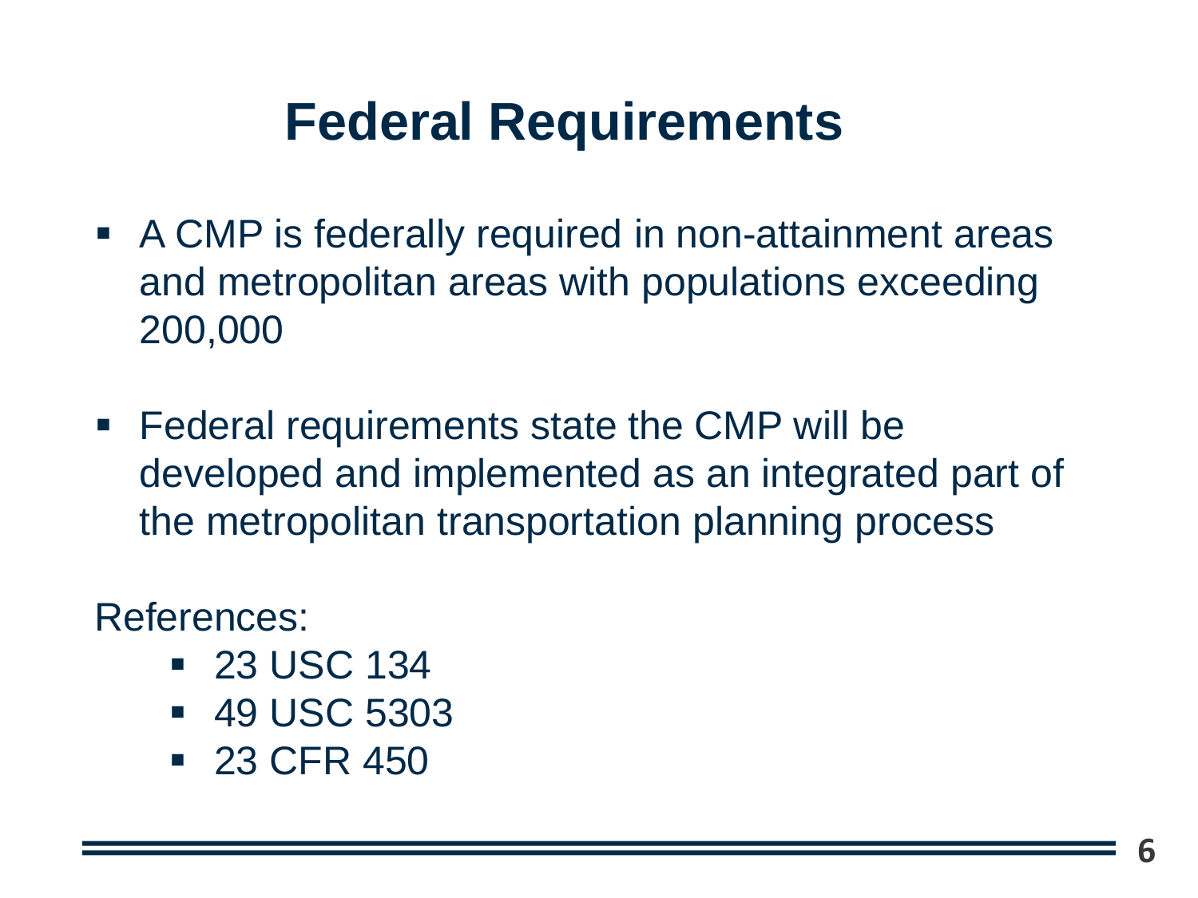# Federal Requirements

- A CMP is federally required in non-attainment areas and metropolitan areas with populations exceeding 200,000

- Federal requirements state the CMP will be developed and implemented as an integrated part of the metropolitan transportation planning process

References:

- 23 USC 134
- 49 USC 5303
- 23 CFR 450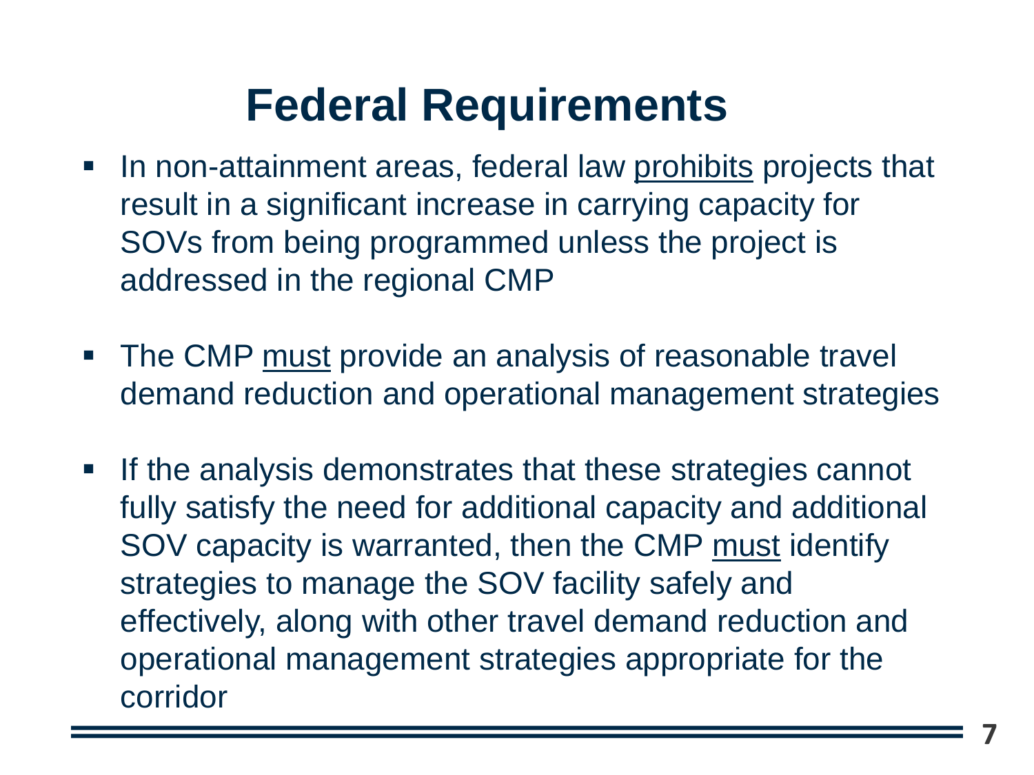# Federal Requirements

- In non-attainment areas, federal law <u>prohibits</u> projects that result in a significant increase in carrying capacity for SOVs from being programmed unless the project is addressed in the regional CMP

- The CMP <u>must</u> provide an analysis of reasonable travel demand reduction and operational management strategies

- If the analysis demonstrates that these strategies cannot fully satisfy the need for additional capacity and additional SOV capacity is warranted, then the CMP <u>must</u> identify strategies to manage the SOV facility safely and effectively, along with other travel demand reduction and operational management strategies appropriate for the corridor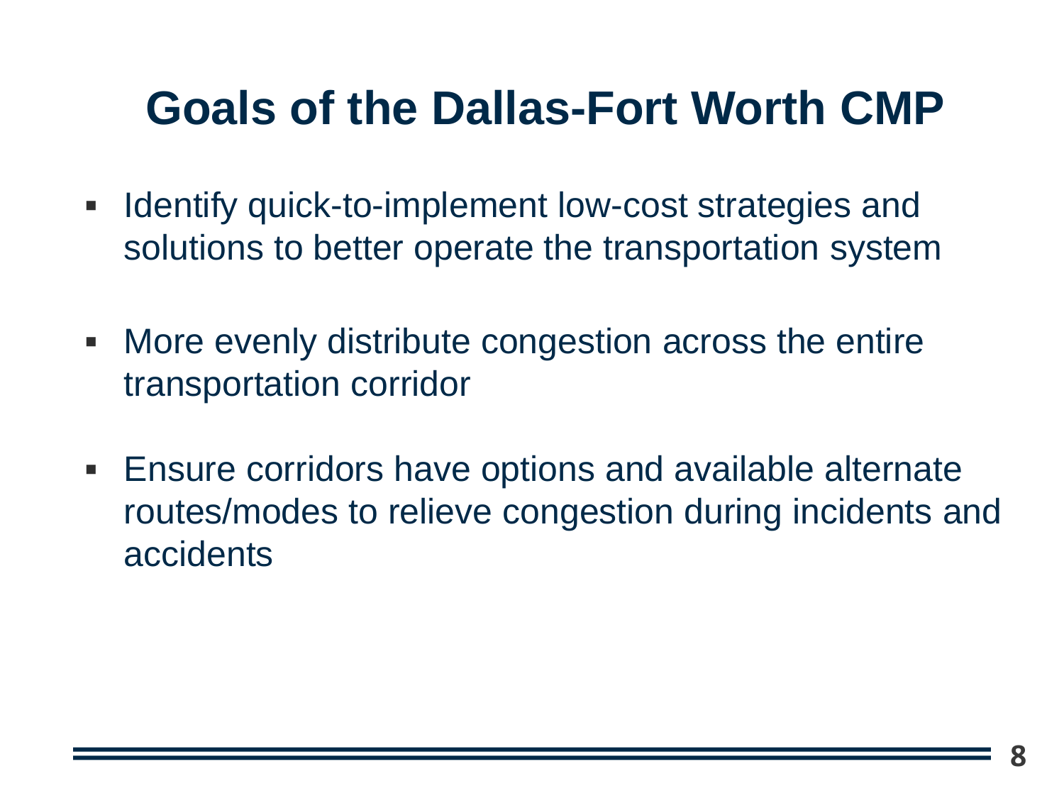# Goals of the Dallas-Fort Worth CMP

- Identify quick-to-implement low-cost strategies and solutions to better operate the transportation system
- More evenly distribute congestion across the entire transportation corridor
- Ensure corridors have options and available alternate routes/modes to relieve congestion during incidents and accidents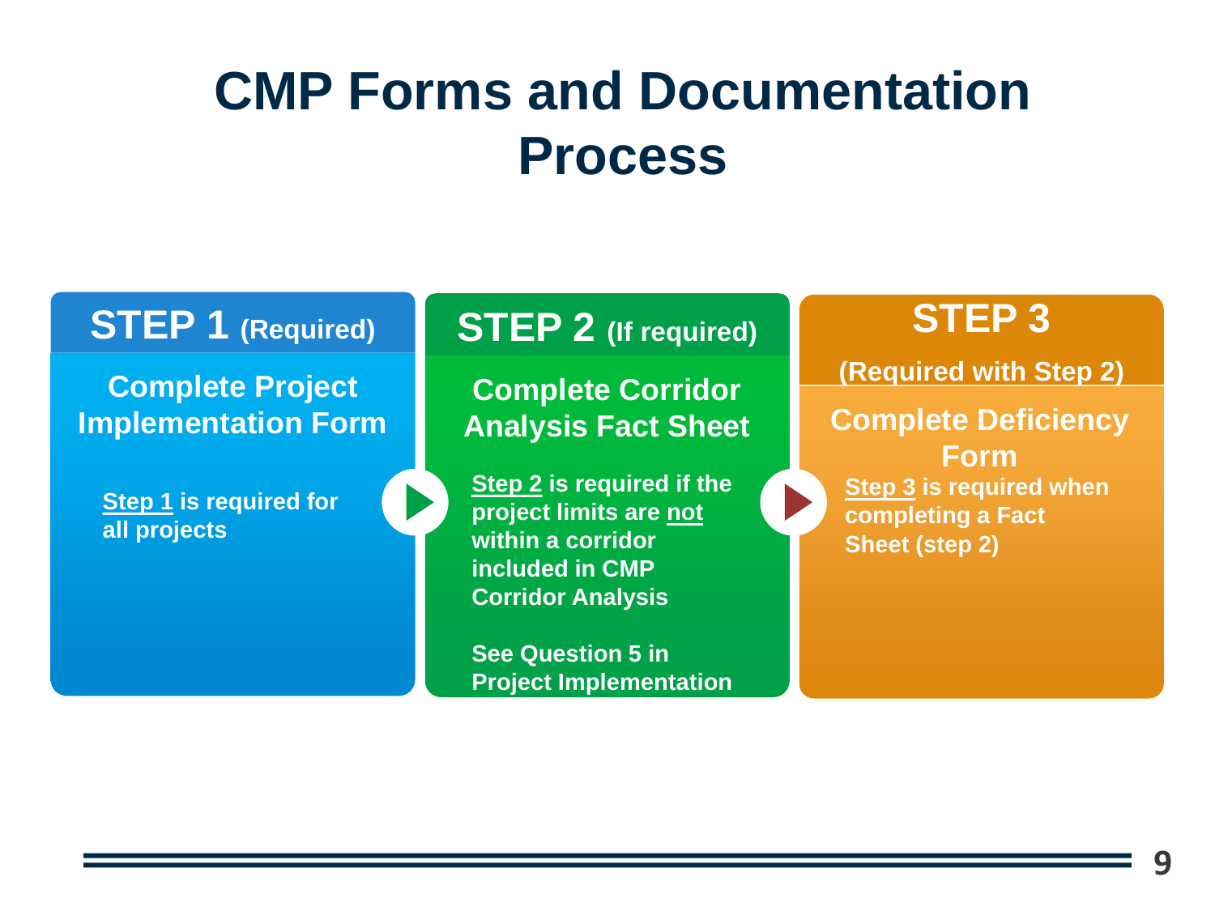# CMP Forms and Documentation Process

## STEP 1 (Required)

**Complete Project Implementation Form**

**Step 1 is required for all projects**

## STEP 2 (If required)

**Complete Corridor Analysis Fact Sheet**

**Step 2 is required if the project limits are not within a corridor included in CMP Corridor Analysis**

**See Question 5 in Project Implementation**

## STEP 3

**(Required with Step 2)**

**Complete Deficiency Form**

**Step 3 is required when completing a Fact Sheet (step 2)**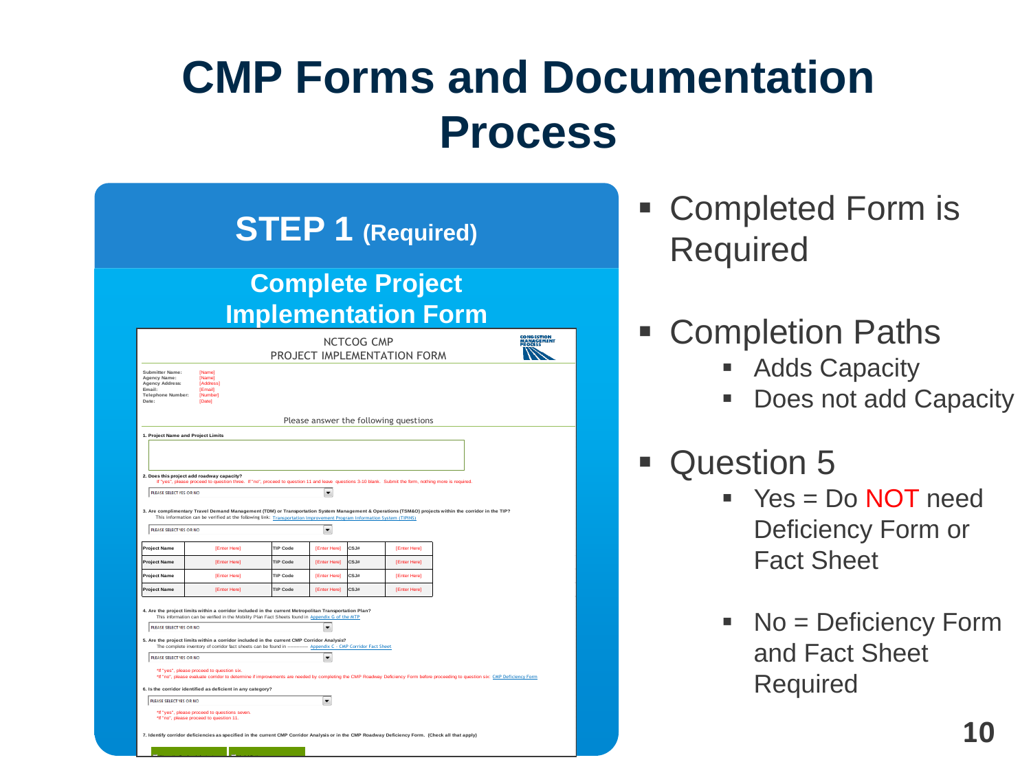# CMP Forms and Documentation Process

## STEP 1 (Required)

### Complete Project Implementation Form

NCTCOG CMP
PROJECT IMPLEMENTATION FORM

Submitter Name: [Name]
Agency Name: [Name]
Agency Address: [Address]
Email: [Email]
Telephone Number: [Number]
Date: [Date]

Please answer the following questions

1. Project Name and Project Limits

2. Does this project add roadway capacity?
If "yes", please proceed to question three. If "no", proceed to question 11 and leave questions 3-10 blank. Submit the form, nothing more is required.

PLEASE SELECT YES OR NO

3. Are complimentary Travel Demand Management (TDM) or Transportation System Management & Operations (TSM&O) projects within the corridor in the TIP?
This information can be verified at the following link: Transportation Improvement Program Information System (TIPINS)

PLEASE SELECT YES OR NO

| Project Name | [Enter Here] | TIP Code | [Enter Here] | CSJ# | [Enter Here] |
|---|---|---|---|---|---|
| Project Name | [Enter Here] | TIP Code | [Enter Here] | CSJ# | [Enter Here] |
| Project Name | [Enter Here] | TIP Code | [Enter Here] | CSJ# | [Enter Here] |
| Project Name | [Enter Here] | TIP Code | [Enter Here] | CSJ# | [Enter Here] |

4. Are the project limits within a corridor included in the current Metropolitan Transportation Plan?
This information can be verified in the Mobility Plan Fact Sheets found in Appendix G of the MTP

PLEASE SELECT YES OR NO

5. Are the project limits within a corridor included in the current CMP Corridor Analysis?
The complete inventory of corridor fact sheets can be found in ------------ Appendix C - CMP Corridor Fact Sheet

PLEASE SELECT YES OR NO

*If "yes", please proceed to question six.
*If "no", please evaluate corridor to determine if improvements are needed by completing the CMP Roadway Deficiency Form before proceeding to question six: CMP Deficiency Form

6. Is the corridor identified as deficient in any category?

PLEASE SELECT YES OR NO

*If "yes", please proceed to questions seven.
*If "no", please proceed to question 11.

7. Identify corridor deficiencies as specified in the current CMP Corridor Analysis or in the CMP Roadway Deficiency Form. (Check all that apply)

- Completed Form is Required
- Completion Paths
  - Adds Capacity
  - Does not add Capacity
- Question 5
  - Yes = Do NOT need Deficiency Form or Fact Sheet
  - No = Deficiency Form and Fact Sheet Required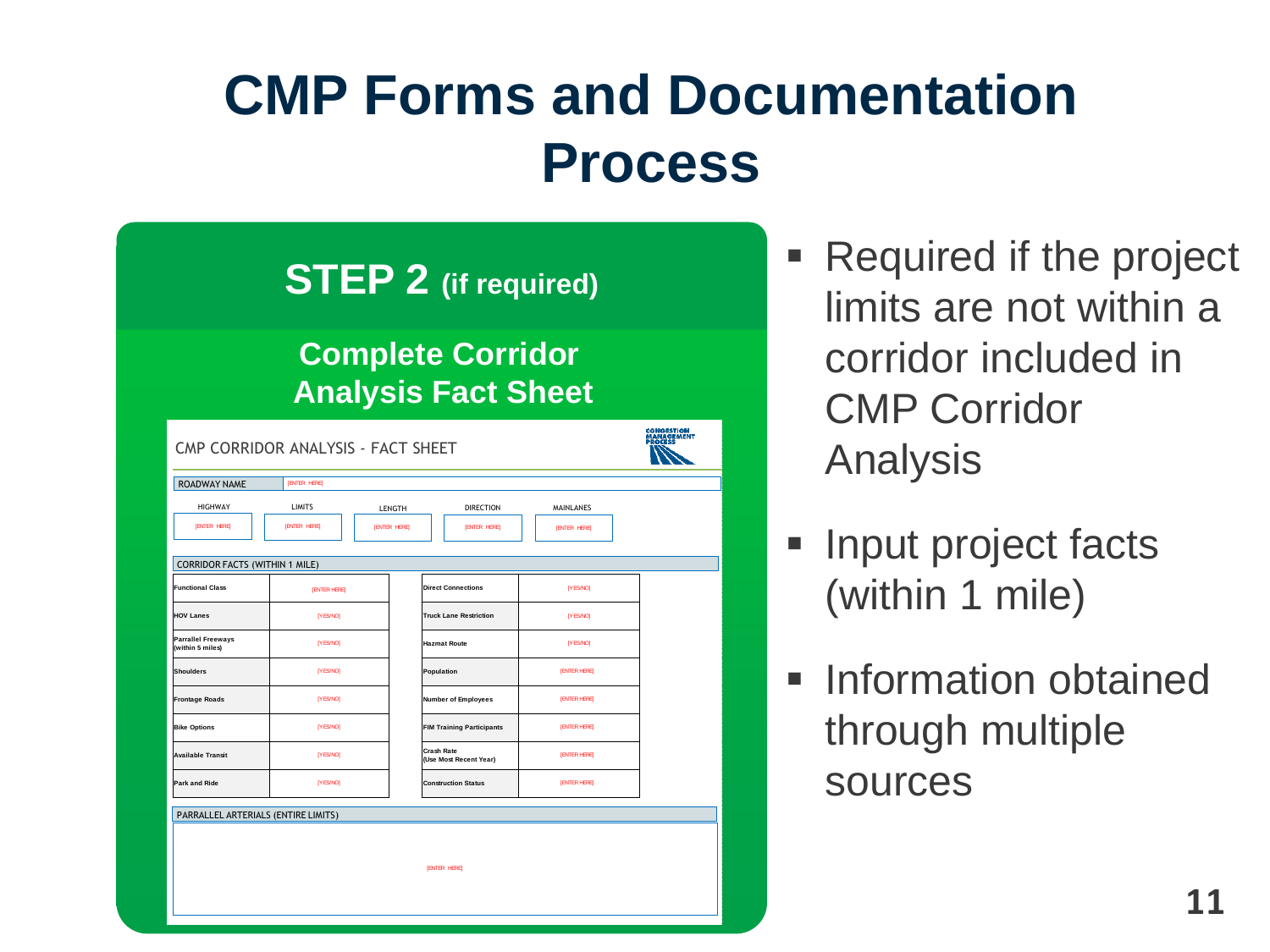# CMP Forms and Documentation Process

## STEP 2 (if required)

### Complete Corridor Analysis Fact Sheet

CMP CORRIDOR ANALYSIS - FACT SHEET

CONGESTION MANAGEMENT PROCESS

| ROADWAY NAME | [ENTER HERE] |
|---|---|

| HIGHWAY | LIMITS | LENGTH | DIRECTION | MAINLANES |
|---|---|---|---|---|
| [ENTER HERE] | [ENTER HERE] | [ENTER HERE] | [ENTER HERE] | [ENTER HERE] |

CORRIDOR FACTS (WITHIN 1 MILE)

| | | | |
|---|---|---|---|
| Functional Class | [ENTER HERE] | Direct Connections | [YES/NO] |
| HOV Lanes | [YES/NO] | Truck Lane Restriction | [YES/NO] |
| Parrallel Freeways (within 5 miles) | [YES/NO] | Hazmat Route | [YES/NO] |
| Shoulders | [YES/NO] | Population | [ENTER HERE] |
| Frontage Roads | [YES/NO] | Number of Employees | [ENTER HERE] |
| Bike Options | [YES/NO] | FIM Training Participants | [ENTER HERE] |
| Available Transit | [YES/NO] | Crash Rate (Use Most Recent Year) | [ENTER HERE] |
| Park and Ride | [YES/NO] | Construction Status | [ENTER HERE] |

PARRALLEL ARTERIALS (ENTIRE LIMITS)

[ENTER HERE]

- Required if the project limits are not within a corridor included in CMP Corridor Analysis
- Input project facts (within 1 mile)
- Information obtained through multiple sources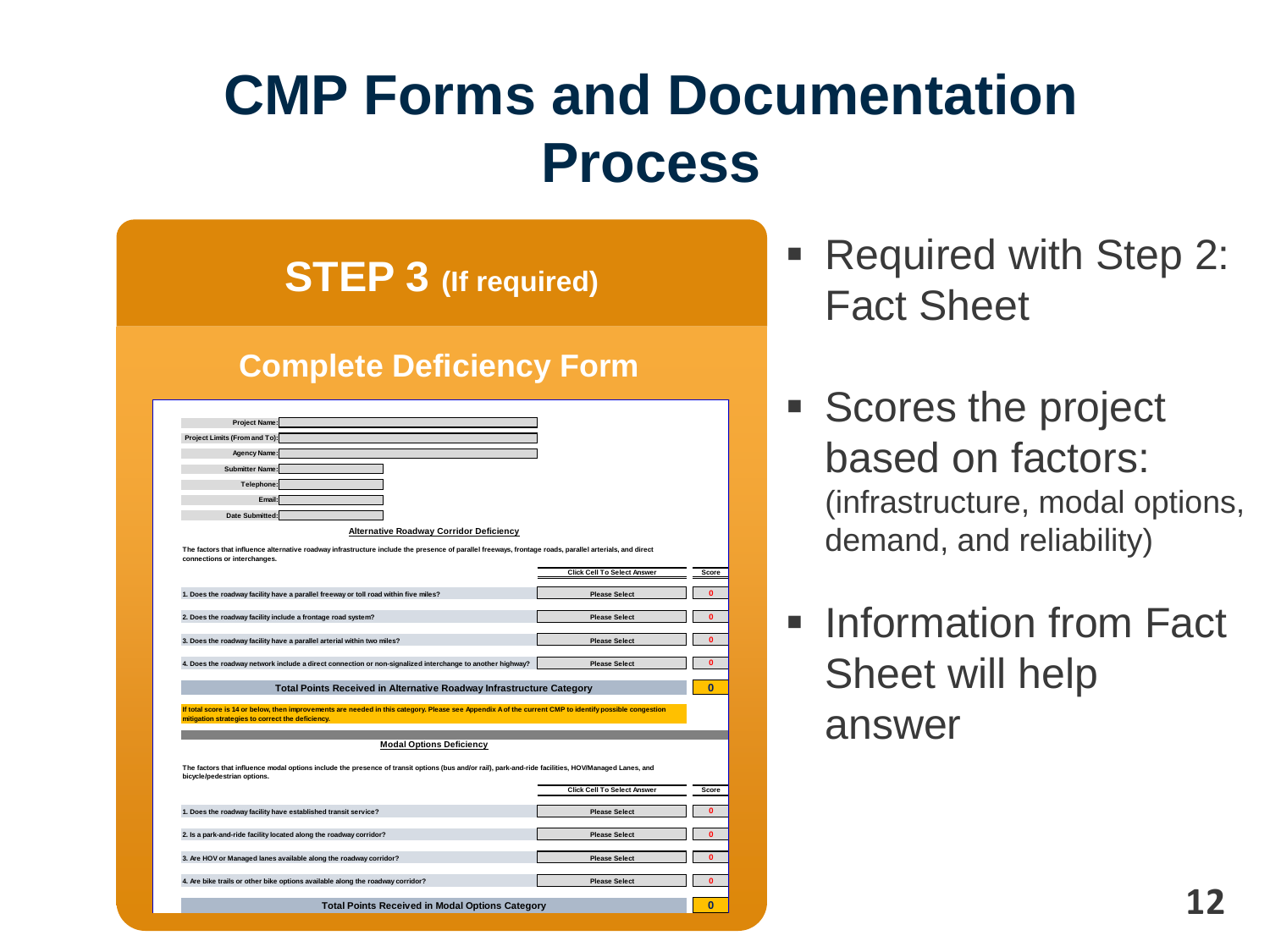# CMP Forms and Documentation Process

## STEP 3 (If required)

### Complete Deficiency Form

| | |
|---|---|
| Project Name: | |
| Project Limits (From and To): | |
| Agency Name: | |
| Submitter Name: | |
| Telephone: | |
| Email: | |
| Date Submitted: | |

**Alternative Roadway Corridor Deficiency**

The factors that influence alternative roadway infrastructure include the presence of parallel freeways, frontage roads, parallel arterials, and direct connections or interchanges.

| | Click Cell To Select Answer | Score |
|---|---|---|
| 1. Does the roadway facility have a parallel freeway or toll road within five miles? | Please Select | 0 |
| 2. Does the roadway facility include a frontage road system? | Please Select | 0 |
| 3. Does the roadway facility have a parallel arterial within two miles? | Please Select | 0 |
| 4. Does the roadway network include a direct connection or non-signalized interchange to another highway? | Please Select | 0 |
| Total Points Received in Alternative Roadway Infrastructure Category | | 0 |

If total score is 14 or below, then improvements are needed in this category. Please see Appendix A of the current CMP to identify possible congestion mitigation strategies to correct the deficiency.

**Modal Options Deficiency**

The factors that influence modal options include the presence of transit options (bus and/or rail), park-and-ride facilities, HOV/Managed Lanes, and bicycle/pedestrian options.

| | Click Cell To Select Answer | Score |
|---|---|---|
| 1. Does the roadway facility have established transit service? | Please Select | 0 |
| 2. Is a park-and-ride facility located along the roadway corridor? | Please Select | 0 |
| 3. Are HOV or Managed lanes available along the roadway corridor? | Please Select | 0 |
| 4. Are bike trails or other bike options available along the roadway corridor? | Please Select | 0 |
| Total Points Received in Modal Options Category | | 0 |

- Required with Step 2: Fact Sheet
- Scores the project based on factors: (infrastructure, modal options, demand, and reliability)
- Information from Fact Sheet will help answer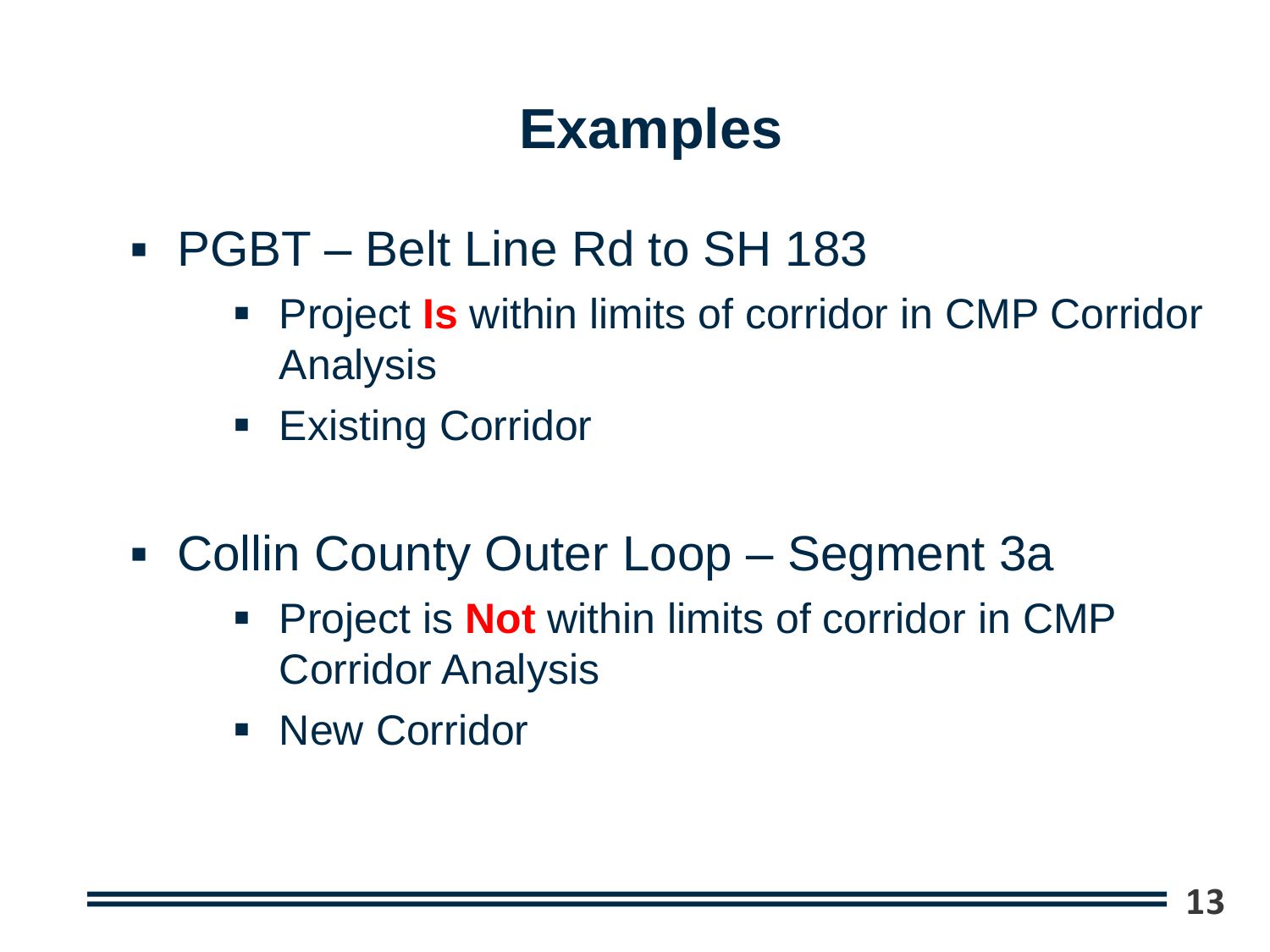# Examples

- PGBT – Belt Line Rd to SH 183
  - Project **Is** within limits of corridor in CMP Corridor Analysis
  - Existing Corridor

- Collin County Outer Loop – Segment 3a
  - Project is **Not** within limits of corridor in CMP Corridor Analysis
  - New Corridor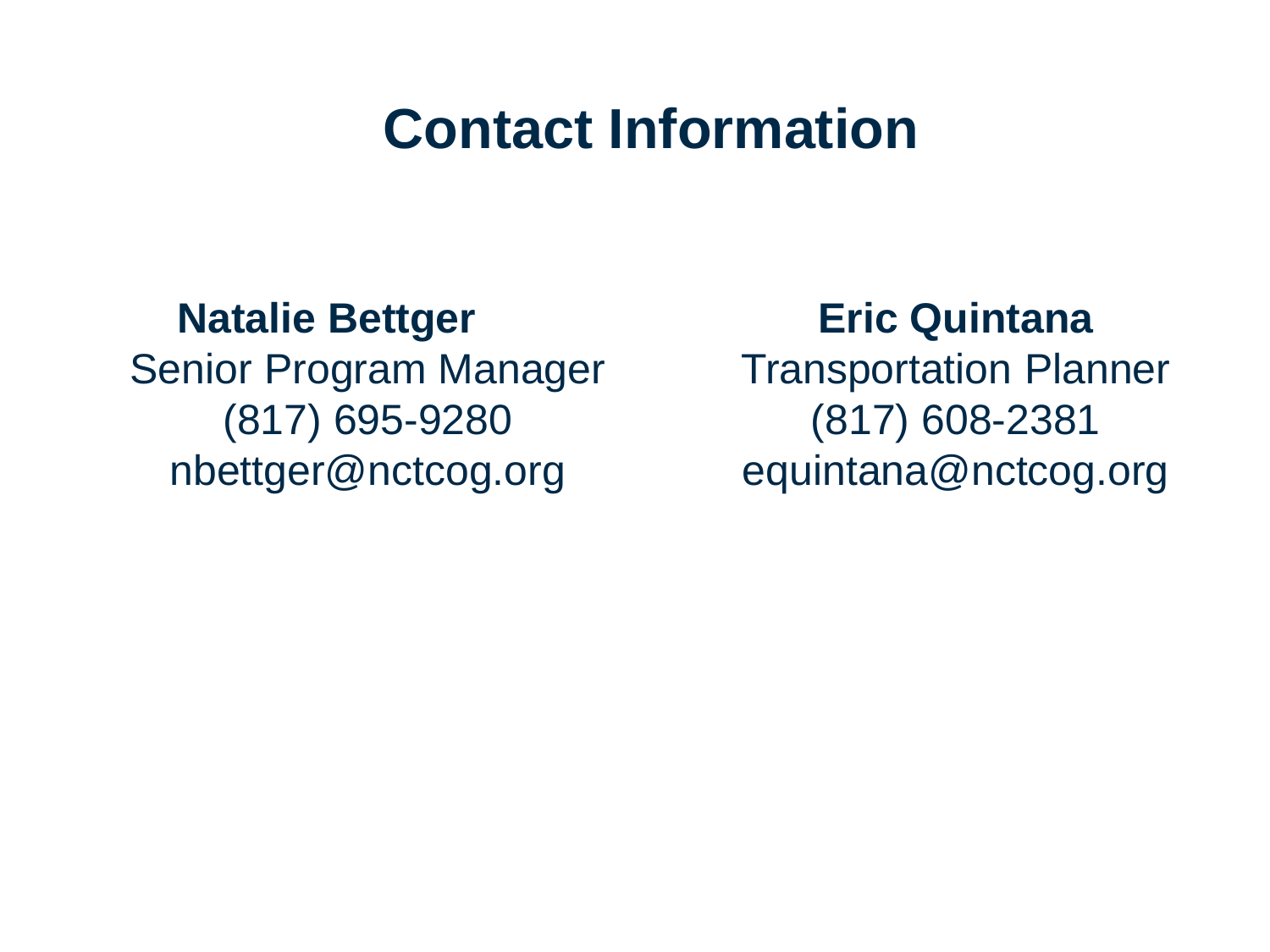# Contact Information

**Natalie Bettger**
Senior Program Manager
(817) 695-9280
nbettger@nctcog.org

**Eric Quintana**
Transportation Planner
(817) 608-2381
equintana@nctcog.org